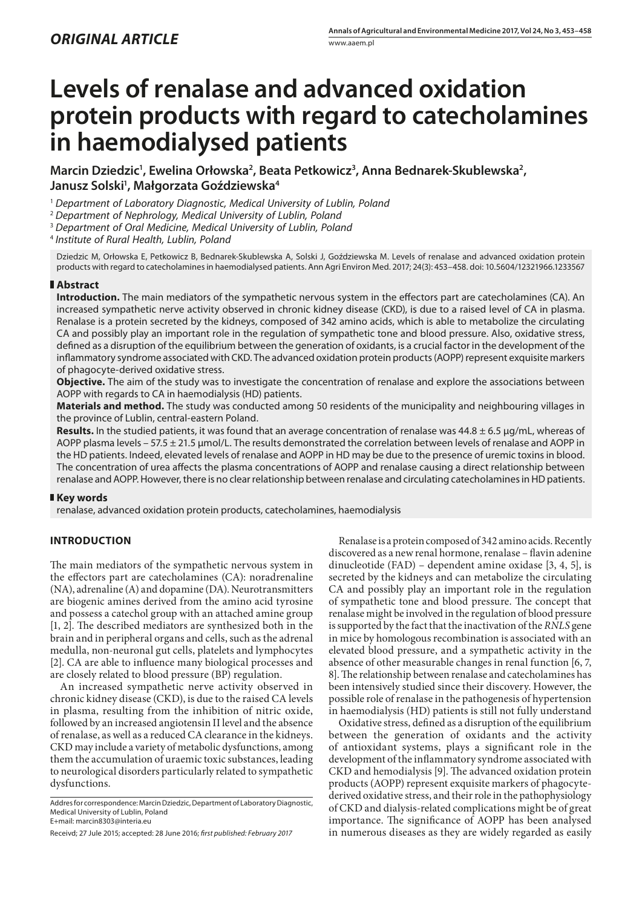## *ORIGINAL ARTICLE*

# Levels of renalase and advanced oxidation protein products with regard to catecholamines in haemodialysed patients

**Marcin Dziedzic[1], Ewelina Orłowska[2], Beata Petkowicz[3], Anna Bednarek-Skublewska[2], Janusz Solski[1], Małgorzata Goździewska[4]**

[1] *Department of Laboratory Diagnostic, Medical University of Lublin, Poland*
[2] *Department of Nephrology, Medical University of Lublin, Poland*
[3] *Department of Oral Medicine, Medical University of Lublin, Poland*
[4] *Institute of Rural Health, Lublin, Poland*

Dziedzic M, Orłowska E, Petkowicz B, Bednarek-Skublewska A, Solski J, Goździewska M. Levels of renalase and advanced oxidation protein products with regard to catecholamines in haemodialysed patients. Ann Agri Environ Med. 2017; 24(3): 453–458. doi: 10.5604/12321966.1233567

## Abstract

**Introduction.** The main mediators of the sympathetic nervous system in the effectors part are catecholamines (CA). An increased sympathetic nerve activity observed in chronic kidney disease (CKD), is due to a raised level of CA in plasma. Renalase is a protein secreted by the kidneys, composed of 342 amino acids, which is able to metabolize the circulating CA and possibly play an important role in the regulation of sympathetic tone and blood pressure. Also, oxidative stress, defined as a disruption of the equilibrium between the generation of oxidants, is a crucial factor in the development of the inflammatory syndrome associated with CKD. The advanced oxidation protein products (AOPP) represent exquisite markers of phagocyte-derived oxidative stress.

**Objective.** The aim of the study was to investigate the concentration of renalase and explore the associations between AOPP with regards to CA in haemodialysis (HD) patients.

**Materials and method.** The study was conducted among 50 residents of the municipality and neighbouring villages in the province of Lublin, central-eastern Poland.

**Results.** In the studied patients, it was found that an average concentration of renalase was 44.8 ± 6.5 µg/mL, whereas of AOPP plasma levels – 57.5 ± 21.5 µmol/L. The results demonstrated the correlation between levels of renalase and AOPP in the HD patients. Indeed, elevated levels of renalase and AOPP in HD may be due to the presence of uremic toxins in blood. The concentration of urea affects the plasma concentrations of AOPP and renalase causing a direct relationship between renalase and AOPP. However, there is no clear relationship between renalase and circulating catecholamines in HD patients.

## Key words

renalase, advanced oxidation protein products, catecholamines, haemodialysis

## INTRODUCTION

The main mediators of the sympathetic nervous system in the effectors part are catecholamines (CA): noradrenaline (NA), adrenaline (A) and dopamine (DA). Neurotransmitters are biogenic amines derived from the amino acid tyrosine and possess a catechol group with an attached amine group [1, 2]. The described mediators are synthesized both in the brain and in peripheral organs and cells, such as the adrenal medulla, non-neuronal gut cells, platelets and lymphocytes [2]. CA are able to influence many biological processes and are closely related to blood pressure (BP) regulation.

An increased sympathetic nerve activity observed in chronic kidney disease (CKD), is due to the raised CA levels in plasma, resulting from the inhibition of nitric oxide, followed by an increased angiotensin II level and the absence of renalase, as well as a reduced CA clearance in the kidneys. CKD may include a variety of metabolic dysfunctions, among them the accumulation of uraemic toxic substances, leading to neurological disorders particularly related to sympathetic dysfunctions.

Renalase is a protein composed of 342 amino acids. Recently discovered as a new renal hormone, renalase – flavin adenine dinucleotide (FAD) – dependent amine oxidase [3, 4, 5], is secreted by the kidneys and can metabolize the circulating CA and possibly play an important role in the regulation of sympathetic tone and blood pressure. The concept that renalase might be involved in the regulation of blood pressure is supported by the fact that the inactivation of the *RNLS* gene in mice by homologous recombination is associated with an elevated blood pressure, and a sympathetic activity in the absence of other measurable changes in renal function [6, 7, 8]. The relationship between renalase and catecholamines has been intensively studied since their discovery. However, the possible role of renalase in the pathogenesis of hypertension in haemodialysis (HD) patients is still not fully understand

Oxidative stress, defined as a disruption of the equilibrium between the generation of oxidants and the activity of antioxidant systems, plays a significant role in the development of the inflammatory syndrome associated with CKD and hemodialysis [9]. The advanced oxidation protein products (AOPP) represent exquisite markers of phagocyte-derived oxidative stress, and their role in the pathophysiology of CKD and dialysis-related complications might be of great importance. The significance of AOPP has been analysed in numerous diseases as they are widely regarded as easily

Addres for correspondence: Marcin Dziedzic, Department of Laboratory Diagnostic, Medical University of Lublin, Poland
E+mail: marcin8303@interia.eu

Receivd; 27 Jule 2015; accepted: 28 June 2016; *first published: February 2017*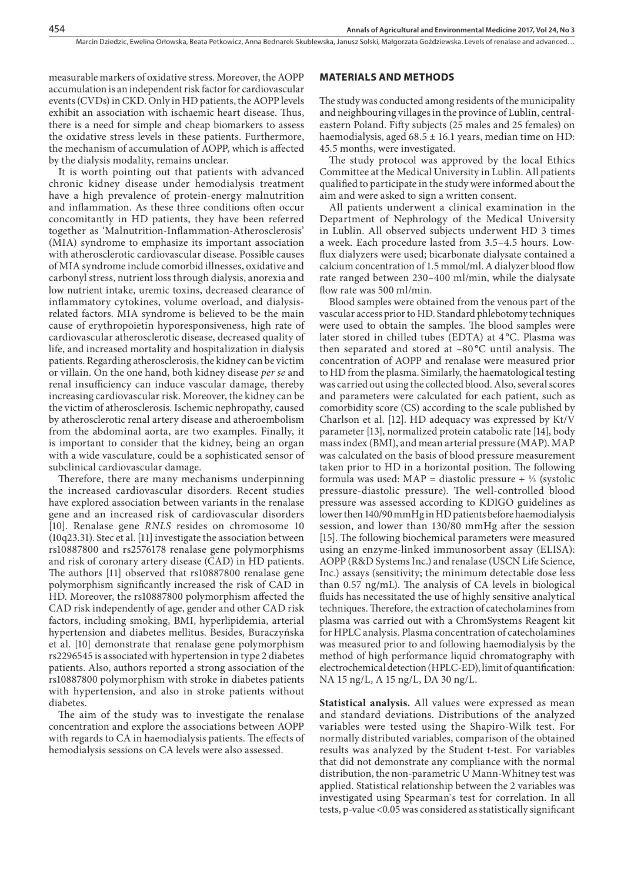measurable markers of oxidative stress. Moreover, the AOPP accumulation is an independent risk factor for cardiovascular events (CVDs) in CKD. Only in HD patients, the AOPP levels exhibit an association with ischaemic heart disease. Thus, there is a need for simple and cheap biomarkers to assess the oxidative stress levels in these patients. Furthermore, the mechanism of accumulation of AOPP, which is affected by the dialysis modality, remains unclear.

It is worth pointing out that patients with advanced chronic kidney disease under hemodialysis treatment have a high prevalence of protein-energy malnutrition and inflammation. As these three conditions often occur concomitantly in HD patients, they have been referred together as 'Malnutrition-Inflammation-Atherosclerosis' (MIA) syndrome to emphasize its important association with atherosclerotic cardiovascular disease. Possible causes of MIA syndrome include comorbid illnesses, oxidative and carbonyl stress, nutrient loss through dialysis, anorexia and low nutrient intake, uremic toxins, decreased clearance of inflammatory cytokines, volume overload, and dialysis-related factors. MIA syndrome is believed to be the main cause of erythropoietin hyporesponsiveness, high rate of cardiovascular atherosclerotic disease, decreased quality of life, and increased mortality and hospitalization in dialysis patients. Regarding atherosclerosis, the kidney can be victim or villain. On the one hand, both kidney disease *per se* and renal insufficiency can induce vascular damage, thereby increasing cardiovascular risk. Moreover, the kidney can be the victim of atherosclerosis. Ischemic nephropathy, caused by atherosclerotic renal artery disease and atheroembolism from the abdominal aorta, are two examples. Finally, it is important to consider that the kidney, being an organ with a wide vasculature, could be a sophisticated sensor of subclinical cardiovascular damage.

Therefore, there are many mechanisms underpinning the increased cardiovascular disorders. Recent studies have explored association between variants in the renalase gene and an increased risk of cardiovascular disorders [10]. Renalase gene *RNLS* resides on chromosome 10 (10q23.31). Stec et al. [11] investigate the association between rs10887800 and rs2576178 renalase gene polymorphisms and risk of coronary artery disease (CAD) in HD patients. The authors [11] observed that rs10887800 renalase gene polymorphism significantly increased the risk of CAD in HD. Moreover, the rs10887800 polymorphism affected the CAD risk independently of age, gender and other CAD risk factors, including smoking, BMI, hyperlipidemia, arterial hypertension and diabetes mellitus. Besides, Buraczyńska et al. [10] demonstrate that renalase gene polymorphism rs2296545 is associated with hypertension in type 2 diabetes patients. Also, authors reported a strong association of the rs10887800 polymorphism with stroke in diabetes patients with hypertension, and also in stroke patients without diabetes.

The aim of the study was to investigate the renalase concentration and explore the associations between AOPP with regards to CA in haemodialysis patients. The effects of hemodialysis sessions on CA levels were also assessed.

## MATERIALS AND METHODS

The study was conducted among residents of the municipality and neighbouring villages in the province of Lublin, central-eastern Poland. Fifty subjects (25 males and 25 females) on haemodialysis, aged 68.5 ± 16.1 years, median time on HD: 45.5 months, were investigated.

The study protocol was approved by the local Ethics Committee at the Medical University in Lublin. All patients qualified to participate in the study were informed about the aim and were asked to sign a written consent.

All patients underwent a clinical examination in the Department of Nephrology of the Medical University in Lublin. All observed subjects underwent HD 3 times a week. Each procedure lasted from 3.5–4.5 hours. Low-flux dialyzers were used; bicarbonate dialysate contained a calcium concentration of 1.5 mmol/ml. A dialyzer blood flow rate ranged between 230–400 ml/min, while the dialysate flow rate was 500 ml/min.

Blood samples were obtained from the venous part of the vascular access prior to HD. Standard phlebotomy techniques were used to obtain the samples. The blood samples were later stored in chilled tubes (EDTA) at 4 °C. Plasma was then separated and stored at –80 °C until analysis. The concentration of AOPP and renalase were measured prior to HD from the plasma. Similarly, the haematological testing was carried out using the collected blood. Also, several scores and parameters were calculated for each patient, such as comorbidity score (CS) according to the scale published by Charlson et al. [12]. HD adequacy was expressed by Kt/V parameter [13], normalized protein catabolic rate [14], body mass index (BMI), and mean arterial pressure (MAP). MAP was calculated on the basis of blood pressure measurement taken prior to HD in a horizontal position. The following formula was used: MAP = diastolic pressure + ⅓ (systolic pressure-diastolic pressure). The well-controlled blood pressure was assessed according to KDIGO guidelines as lower then 140/90 mmHg in HD patients before haemodialysis session, and lower than 130/80 mmHg after the session [15]. The following biochemical parameters were measured using an enzyme-linked immunosorbent assay (ELISA): AOPP (R&D Systems Inc.) and renalase (USCN Life Science, Inc.) assays (sensitivity; the minimum detectable dose less than 0.57 ng/mL). The analysis of CA levels in biological fluids has necessitated the use of highly sensitive analytical techniques. Therefore, the extraction of catecholamines from plasma was carried out with a ChromSystems Reagent kit for HPLC analysis. Plasma concentration of catecholamines was measured prior to and following haemodialysis by the method of high performance liquid chromatography with electrochemical detection (HPLC-ED), limit of quantification: NA 15 ng/L, A 15 ng/L, DA 30 ng/L.

**Statistical analysis.** All values were expressed as mean and standard deviations. Distributions of the analyzed variables were tested using the Shapiro-Wilk test. For normally distributed variables, comparison of the obtained results was analyzed by the Student t-test. For variables that did not demonstrate any compliance with the normal distribution, the non-parametric U Mann-Whitney test was applied. Statistical relationship between the 2 variables was investigated using Spearman`s test for correlation. In all tests, p-value <0.05 was considered as statistically significant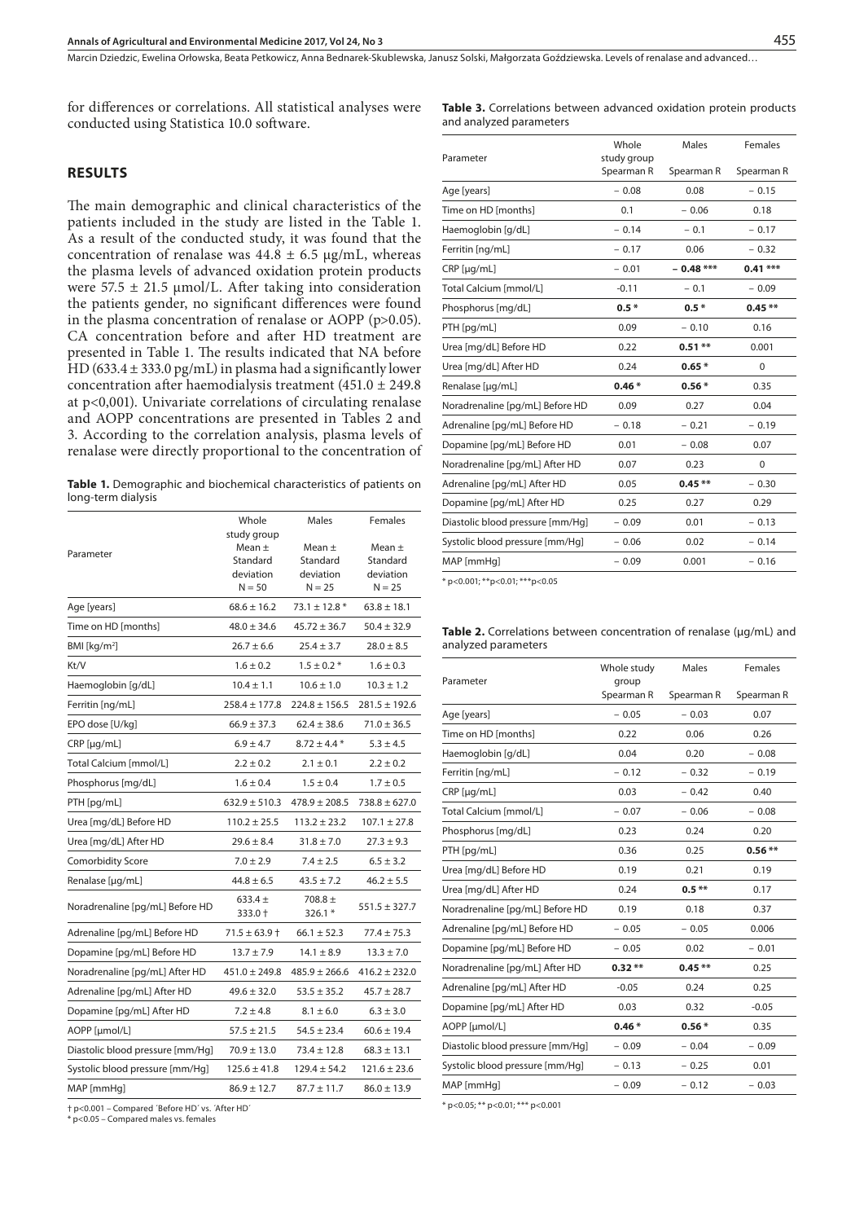for differences or correlations. All statistical analyses were conducted using Statistica 10.0 software.

## RESULTS

The main demographic and clinical characteristics of the patients included in the study are listed in the Table 1. As a result of the conducted study, it was found that the concentration of renalase was 44.8 ± 6.5 µg/mL, whereas the plasma levels of advanced oxidation protein products were 57.5 ± 21.5 µmol/L. After taking into consideration the patients gender, no significant differences were found in the plasma concentration of renalase or AOPP (p>0.05). CA concentration before and after HD treatment are presented in Table 1. The results indicated that NA before HD (633.4 ± 333.0 pg/mL) in plasma had a significantly lower concentration after haemodialysis treatment (451.0 ± 249.8 at p<0,001). Univariate correlations of circulating renalase and AOPP concentrations are presented in Tables 2 and 3. According to the correlation analysis, plasma levels of renalase were directly proportional to the concentration of

**Table 1.** Demographic and biochemical characteristics of patients on long-term dialysis

| Parameter | Whole study group Mean ± Standard deviation N = 50 | Males Mean ± Standard deviation N = 25 | Females Mean ± Standard deviation N = 25 |
|---|---|---|---|
| Age [years] | 68.6 ± 16.2 | 73.1 ± 12.8 * | 63.8 ± 18.1 |
| Time on HD [months] | 48.0 ± 34.6 | 45.72 ± 36.7 | 50.4 ± 32.9 |
| BMI [kg/m²] | 26.7 ± 6.6 | 25.4 ± 3.7 | 28.0 ± 8.5 |
| Kt/V | 1.6 ± 0.2 | 1.5 ± 0.2 * | 1.6 ± 0.3 |
| Haemoglobin [g/dL] | 10.4 ± 1.1 | 10.6 ± 1.0 | 10.3 ± 1.2 |
| Ferritin [ng/mL] | 258.4 ± 177.8 | 224.8 ± 156.5 | 281.5 ± 192.6 |
| EPO dose [U/kg] | 66.9 ± 37.3 | 62.4 ± 38.6 | 71.0 ± 36.5 |
| CRP [µg/mL] | 6.9 ± 4.7 | 8.72 ± 4.4 * | 5.3 ± 4.5 |
| Total Calcium [mmol/L] | 2.2 ± 0.2 | 2.1 ± 0.1 | 2.2 ± 0.2 |
| Phosphorus [mg/dL] | 1.6 ± 0.4 | 1.5 ± 0.4 | 1.7 ± 0.5 |
| PTH [pg/mL] | 632.9 ± 510.3 | 478.9 ± 208.5 | 738.8 ± 627.0 |
| Urea [mg/dL] Before HD | 110.2 ± 25.5 | 113.2 ± 23.2 | 107.1 ± 27.8 |
| Urea [mg/dL] After HD | 29.6 ± 8.4 | 31.8 ± 7.0 | 27.3 ± 9.3 |
| Comorbidity Score | 7.0 ± 2.9 | 7.4 ± 2.5 | 6.5 ± 3.2 |
| Renalase [µg/mL] | 44.8 ± 6.5 | 43.5 ± 7.2 | 46.2 ± 5.5 |
| Noradrenaline [pg/mL] Before HD | 633.4 ± 333.0 † | 708.8 ± 326.1 * | 551.5 ± 327.7 |
| Adrenaline [pg/mL] Before HD | 71.5 ± 63.9 † | 66.1 ± 52.3 | 77.4 ± 75.3 |
| Dopamine [pg/mL] Before HD | 13.7 ± 7.9 | 14.1 ± 8.9 | 13.3 ± 7.0 |
| Noradrenaline [pg/mL] After HD | 451.0 ± 249.8 | 485.9 ± 266.6 | 416.2 ± 232.0 |
| Adrenaline [pg/mL] After HD | 49.6 ± 32.0 | 53.5 ± 35.2 | 45.7 ± 28.7 |
| Dopamine [pg/mL] After HD | 7.2 ± 4.8 | 8.1 ± 6.0 | 6.3 ± 3.0 |
| AOPP [µmol/L] | 57.5 ± 21.5 | 54.5 ± 23.4 | 60.6 ± 19.4 |
| Diastolic blood pressure [mm/Hg] | 70.9 ± 13.0 | 73.4 ± 12.8 | 68.3 ± 13.1 |
| Systolic blood pressure [mm/Hg] | 125.6 ± 41.8 | 129.4 ± 54.2 | 121.6 ± 23.6 |
| MAP [mmHg] | 86.9 ± 12.7 | 87.7 ± 11.7 | 86.0 ± 13.9 |

† p<0.001 – Compared 'Before HD' vs. 'After HD'
* p<0.05 – Compared males vs. females

**Table 3.** Correlations between advanced oxidation protein products and analyzed parameters

| Parameter | Whole study group Spearman R | Males Spearman R | Females Spearman R |
|---|---|---|---|
| Age [years] | − 0.08 | 0.08 | − 0.15 |
| Time on HD [months] | 0.1 | − 0.06 | 0.18 |
| Haemoglobin [g/dL] | − 0.14 | − 0.1 | − 0.17 |
| Ferritin [ng/mL] | − 0.17 | 0.06 | − 0.32 |
| CRP [µg/mL] | − 0.01 | **− 0.48 \*\*\*** | **0.41 \*\*\*** |
| Total Calcium [mmol/L] | -0.11 | − 0.1 | − 0.09 |
| Phosphorus [mg/dL] | **0.5 \*** | **0.5 \*** | **0.45 \*\*** |
| PTH [pg/mL] | 0.09 | − 0.10 | 0.16 |
| Urea [mg/dL] Before HD | 0.22 | **0.51 \*\*** | 0.001 |
| Urea [mg/dL] After HD | 0.24 | **0.65 \*** | 0 |
| Renalase [µg/mL] | **0.46 \*** | **0.56 \*** | 0.35 |
| Noradrenaline [pg/mL] Before HD | 0.09 | 0.27 | 0.04 |
| Adrenaline [pg/mL] Before HD | − 0.18 | − 0.21 | − 0.19 |
| Dopamine [pg/mL] Before HD | 0.01 | − 0.08 | 0.07 |
| Noradrenaline [pg/mL] After HD | 0.07 | 0.23 | 0 |
| Adrenaline [pg/mL] After HD | 0.05 | **0.45 \*\*** | − 0.30 |
| Dopamine [pg/mL] After HD | 0.25 | 0.27 | 0.29 |
| Diastolic blood pressure [mm/Hg] | − 0.09 | 0.01 | − 0.13 |
| Systolic blood pressure [mm/Hg] | − 0.06 | 0.02 | − 0.14 |
| MAP [mmHg] | − 0.09 | 0.001 | − 0.16 |

* p<0.001; ** p<0.01; *** p<0.05

**Table 2.** Correlations between concentration of renalase (µg/mL) and analyzed parameters

| Parameter | Whole study group Spearman R | Males Spearman R | Females Spearman R |
|---|---|---|---|
| Age [years] | − 0.05 | − 0.03 | 0.07 |
| Time on HD [months] | 0.22 | 0.06 | 0.26 |
| Haemoglobin [g/dL] | 0.04 | 0.20 | − 0.08 |
| Ferritin [ng/mL] | − 0.12 | − 0.32 | − 0.19 |
| CRP [µg/mL] | 0.03 | − 0.42 | 0.40 |
| Total Calcium [mmol/L] | − 0.07 | − 0.06 | − 0.08 |
| Phosphorus [mg/dL] | 0.23 | 0.24 | 0.20 |
| PTH [pg/mL] | 0.36 | 0.25 | **0.56 \*\*** |
| Urea [mg/dL] Before HD | 0.19 | 0.21 | 0.19 |
| Urea [mg/dL] After HD | 0.24 | **0.5 \*\*** | 0.17 |
| Noradrenaline [pg/mL] Before HD | 0.19 | 0.18 | 0.37 |
| Adrenaline [pg/mL] Before HD | − 0.05 | − 0.05 | 0.006 |
| Dopamine [pg/mL] Before HD | − 0.05 | 0.02 | − 0.01 |
| Noradrenaline [pg/mL] After HD | **0.32 \*\*** | **0.45 \*\*** | 0.25 |
| Adrenaline [pg/mL] After HD | -0.05 | 0.24 | 0.25 |
| Dopamine [pg/mL] After HD | 0.03 | 0.32 | -0.05 |
| AOPP [µmol/L] | **0.46 \*** | **0.56 \*** | 0.35 |
| Diastolic blood pressure [mm/Hg] | − 0.09 | − 0.04 | − 0.09 |
| Systolic blood pressure [mm/Hg] | − 0.13 | − 0.25 | 0.01 |
| MAP [mmHg] | − 0.09 | − 0.12 | − 0.03 |

* p<0.05; ** p<0.01; *** p<0.001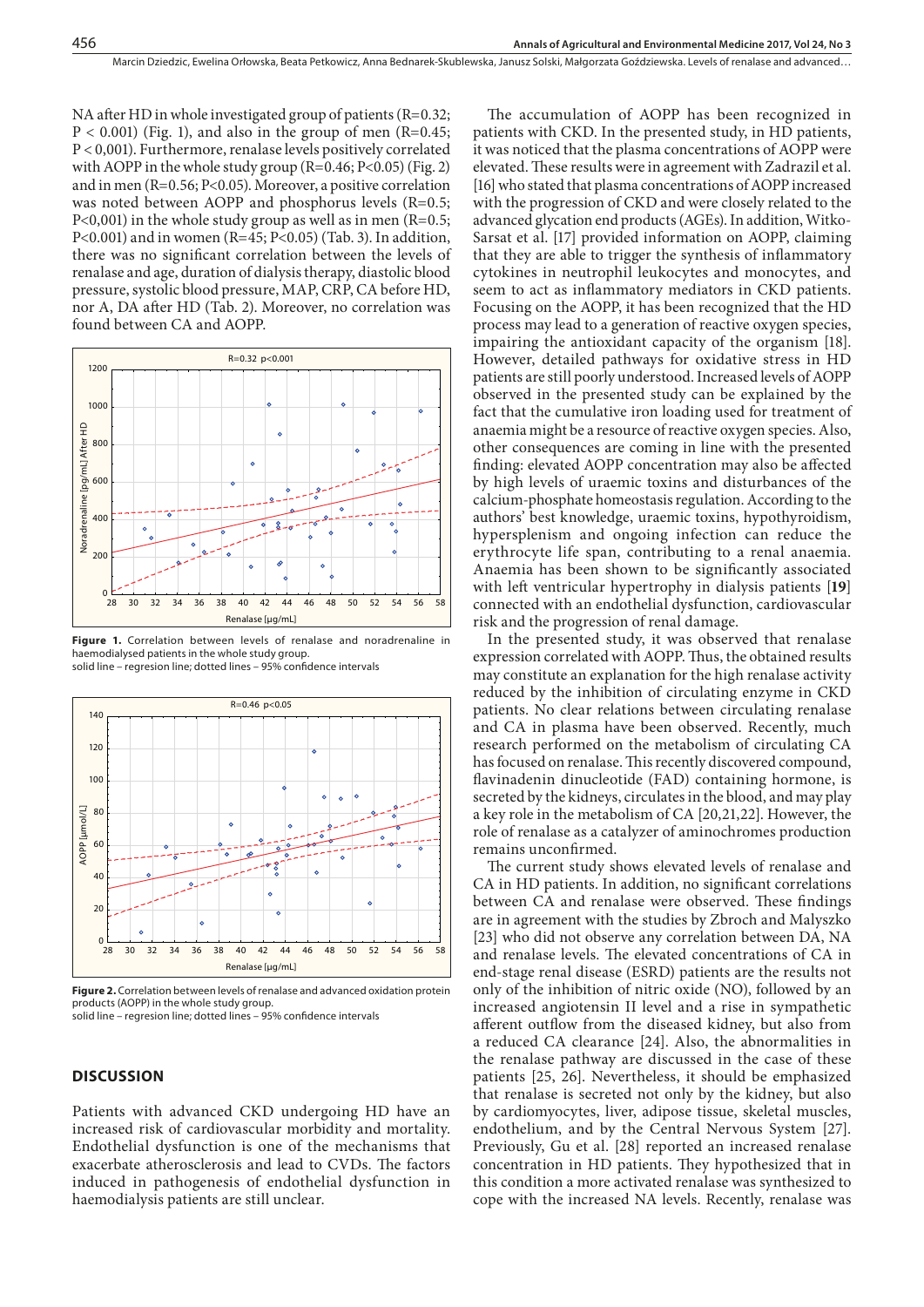NA after HD in whole investigated group of patients (R=0.32; P < 0.001) (Fig. 1), and also in the group of men (R=0.45; P < 0,001). Furthermore, renalase levels positively correlated with AOPP in the whole study group (R=0.46; P<0.05) (Fig. 2) and in men (R=0.56; P<0.05). Moreover, a positive correlation was noted between AOPP and phosphorus levels (R=0.5; P<0,001) in the whole study group as well as in men (R=0.5; P<0.001) and in women (R=45; P<0.05) (Tab. 3). In addition, there was no significant correlation between the levels of renalase and age, duration of dialysis therapy, diastolic blood pressure, systolic blood pressure, MAP, CRP, CA before HD, nor A, DA after HD (Tab. 2). Moreover, no correlation was found between CA and AOPP.

R=0.32 p<0.001

Noradrenaline [pg/mL] After HD

1200
1000
800
600
400
200
0

28 30 32 34 36 38 40 42 44 46 48 50 52 54 56 58

Renalase [µg/mL]

**Figure 1.** Correlation between levels of renalase and noradrenaline in haemodialysed patients in the whole study group.
solid line – regresion line; dotted lines – 95% confidence intervals

R=0.46 p<0.05

AOPP [µmol/L]

140
120
100
80
60
40
20
0

28 30 32 34 36 38 40 42 44 46 48 50 52 54 56 58

Renalase [µg/mL]

**Figure 2.** Correlation between levels of renalase and advanced oxidation protein products (AOPP) in the whole study group.
solid line – regresion line; dotted lines – 95% confidence intervals

## DISCUSSION

Patients with advanced CKD undergoing HD have an increased risk of cardiovascular morbidity and mortality. Endothelial dysfunction is one of the mechanisms that exacerbate atherosclerosis and lead to CVDs. The factors induced in pathogenesis of endothelial dysfunction in haemodialysis patients are still unclear.

The accumulation of AOPP has been recognized in patients with CKD. In the presented study, in HD patients, it was noticed that the plasma concentrations of AOPP were elevated. These results were in agreement with Zadrazil et al. [16] who stated that plasma concentrations of AOPP increased with the progression of CKD and were closely related to the advanced glycation end products (AGEs). In addition, Witko-Sarsat et al. [17] provided information on AOPP, claiming that they are able to trigger the synthesis of inflammatory cytokines in neutrophil leukocytes and monocytes, and seem to act as inflammatory mediators in CKD patients. Focusing on the AOPP, it has been recognized that the HD process may lead to a generation of reactive oxygen species, impairing the antioxidant capacity of the organism [18]. However, detailed pathways for oxidative stress in HD patients are still poorly understood. Increased levels of AOPP observed in the presented study can be explained by the fact that the cumulative iron loading used for treatment of anaemia might be a resource of reactive oxygen species. Also, other consequences are coming in line with the presented finding: elevated AOPP concentration may also be affected by high levels of uraemic toxins and disturbances of the calcium-phosphate homeostasis regulation. According to the authors' best knowledge, uraemic toxins, hypothyroidism, hypersplenism and ongoing infection can reduce the erythrocyte life span, contributing to a renal anaemia. Anaemia has been shown to be significantly associated with left ventricular hypertrophy in dialysis patients [**19**] connected with an endothelial dysfunction, cardiovascular risk and the progression of renal damage.

In the presented study, it was observed that renalase expression correlated with AOPP. Thus, the obtained results may constitute an explanation for the high renalase activity reduced by the inhibition of circulating enzyme in CKD patients. No clear relations between circulating renalase and CA in plasma have been observed. Recently, much research performed on the metabolism of circulating CA has focused on renalase. This recently discovered compound, flavinadenin dinucleotide (FAD) containing hormone, is secreted by the kidneys, circulates in the blood, and may play a key role in the metabolism of CA [20,21,22]. However, the role of renalase as a catalyzer of aminochromes production remains unconfirmed.

The current study shows elevated levels of renalase and CA in HD patients. In addition, no significant correlations between CA and renalase were observed. These findings are in agreement with the studies by Zbroch and Malyszko [23] who did not observe any correlation between DA, NA and renalase levels. The elevated concentrations of CA in end-stage renal disease (ESRD) patients are the results not only of the inhibition of nitric oxide (NO), followed by an increased angiotensin II level and a rise in sympathetic afferent outflow from the diseased kidney, but also from a reduced CA clearance [24]. Also, the abnormalities in the renalase pathway are discussed in the case of these patients [25, 26]. Nevertheless, it should be emphasized that renalase is secreted not only by the kidney, but also by cardiomyocytes, liver, adipose tissue, skeletal muscles, endothelium, and by the Central Nervous System [27]. Previously, Gu et al. [28] reported an increased renalase concentration in HD patients. They hypothesized that in this condition a more activated renalase was synthesized to cope with the increased NA levels. Recently, renalase was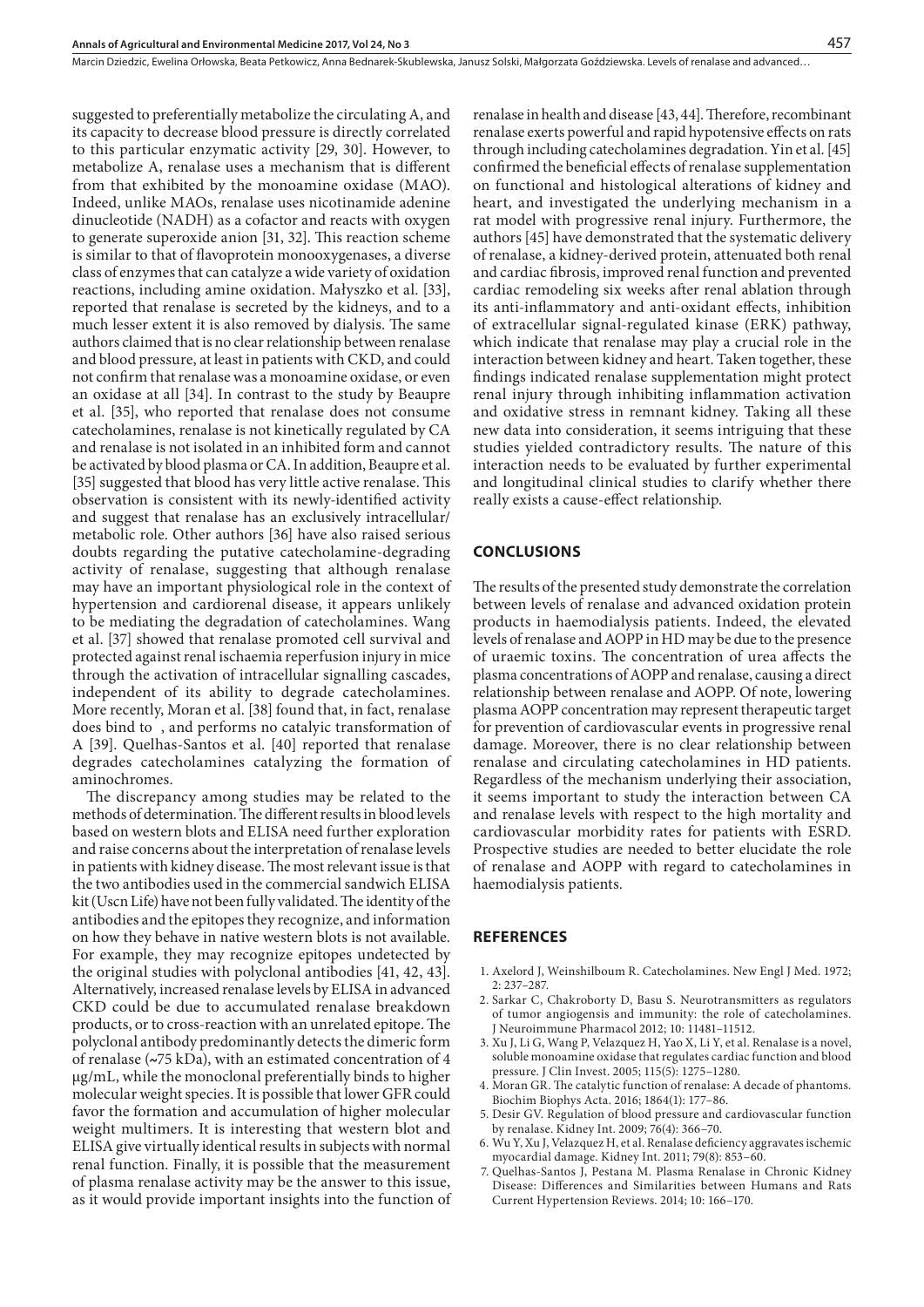suggested to preferentially metabolize the circulating A, and its capacity to decrease blood pressure is directly correlated to this particular enzymatic activity [29, 30]. However, to metabolize A, renalase uses a mechanism that is different from that exhibited by the monoamine oxidase (MAO). Indeed, unlike MAOs, renalase uses nicotinamide adenine dinucleotide (NADH) as a cofactor and reacts with oxygen to generate superoxide anion [31, 32]. This reaction scheme is similar to that of flavoprotein monooxygenases, a diverse class of enzymes that can catalyze a wide variety of oxidation reactions, including amine oxidation. Małyszko et al. [33], reported that renalase is secreted by the kidneys, and to a much lesser extent it is also removed by dialysis. The same authors claimed that is no clear relationship between renalase and blood pressure, at least in patients with CKD, and could not confirm that renalase was a monoamine oxidase, or even an oxidase at all [34]. In contrast to the study by Beaupre et al. [35], who reported that renalase does not consume catecholamines, renalase is not kinetically regulated by CA and renalase is not isolated in an inhibited form and cannot be activated by blood plasma or CA. In addition, Beaupre et al. [35] suggested that blood has very little active renalase. This observation is consistent with its newly-identified activity and suggest that renalase has an exclusively intracellular/metabolic role. Other authors [36] have also raised serious doubts regarding the putative catecholamine-degrading activity of renalase, suggesting that although renalase may have an important physiological role in the context of hypertension and cardiorenal disease, it appears unlikely to be mediating the degradation of catecholamines. Wang et al. [37] showed that renalase promoted cell survival and protected against renal ischaemia reperfusion injury in mice through the activation of intracellular signalling cascades, independent of its ability to degrade catecholamines. More recently, Moran et al. [38] found that, in fact, renalase does bind to , and performs no catalyic transformation of A [39]. Quelhas-Santos et al. [40] reported that renalase degrades catecholamines catalyzing the formation of aminochromes.

The discrepancy among studies may be related to the methods of determination. The different results in blood levels based on western blots and ELISA need further exploration and raise concerns about the interpretation of renalase levels in patients with kidney disease. The most relevant issue is that the two antibodies used in the commercial sandwich ELISA kit (Uscn Life) have not been fully validated. The identity of the antibodies and the epitopes they recognize, and information on how they behave in native western blots is not available. For example, they may recognize epitopes undetected by the original studies with polyclonal antibodies [41, 42, 43]. Alternatively, increased renalase levels by ELISA in advanced CKD could be due to accumulated renalase breakdown products, or to cross-reaction with an unrelated epitope. The polyclonal antibody predominantly detects the dimeric form of renalase (~75 kDa), with an estimated concentration of 4 μg/mL, while the monoclonal preferentially binds to higher molecular weight species. It is possible that lower GFR could favor the formation and accumulation of higher molecular weight multimers. It is interesting that western blot and ELISA give virtually identical results in subjects with normal renal function. Finally, it is possible that the measurement of plasma renalase activity may be the answer to this issue, as it would provide important insights into the function of renalase in health and disease [43, 44]. Therefore, recombinant renalase exerts powerful and rapid hypotensive effects on rats through including catecholamines degradation. Yin et al. [45] confirmed the beneficial effects of renalase supplementation on functional and histological alterations of kidney and heart, and investigated the underlying mechanism in a rat model with progressive renal injury. Furthermore, the authors [45] have demonstrated that the systematic delivery of renalase, a kidney-derived protein, attenuated both renal and cardiac fibrosis, improved renal function and prevented cardiac remodeling six weeks after renal ablation through its anti-inflammatory and anti-oxidant effects, inhibition of extracellular signal-regulated kinase (ERK) pathway, which indicate that renalase may play a crucial role in the interaction between kidney and heart. Taken together, these findings indicated renalase supplementation might protect renal injury through inhibiting inflammation activation and oxidative stress in remnant kidney. Taking all these new data into consideration, it seems intriguing that these studies yielded contradictory results. The nature of this interaction needs to be evaluated by further experimental and longitudinal clinical studies to clarify whether there really exists a cause-effect relationship.

## CONCLUSIONS

The results of the presented study demonstrate the correlation between levels of renalase and advanced oxidation protein products in haemodialysis patients. Indeed, the elevated levels of renalase and AOPP in HD may be due to the presence of uraemic toxins. The concentration of urea affects the plasma concentrations of AOPP and renalase, causing a direct relationship between renalase and AOPP. Of note, lowering plasma AOPP concentration may represent therapeutic target for prevention of cardiovascular events in progressive renal damage. Moreover, there is no clear relationship between renalase and circulating catecholamines in HD patients. Regardless of the mechanism underlying their association, it seems important to study the interaction between CA and renalase levels with respect to the high mortality and cardiovascular morbidity rates for patients with ESRD. Prospective studies are needed to better elucidate the role of renalase and AOPP with regard to catecholamines in haemodialysis patients.

## REFERENCES

1. Axelord J, Weinshilboum R. Catecholamines. New Engl J Med. 1972; 2: 237–287.
2. Sarkar C, Chakroborty D, Basu S. Neurotransmitters as regulators of tumor angiogensis and immunity: the role of catecholamines. J Neuroimmune Pharmacol 2012; 10: 11481–11512.
3. Xu J, Li G, Wang P, Velazquez H, Yao X, Li Y, et al. Renalase is a novel, soluble monoamine oxidase that regulates cardiac function and blood pressure. J Clin Invest. 2005; 115(5): 1275–1280.
4. Moran GR. The catalytic function of renalase: A decade of phantoms. Biochim Biophys Acta. 2016; 1864(1): 177–86.
5. Desir GV. Regulation of blood pressure and cardiovascular function by renalase. Kidney Int. 2009; 76(4): 366–70.
6. Wu Y, Xu J, Velazquez H, et al. Renalase deficiency aggravates ischemic myocardial damage. Kidney Int. 2011; 79(8): 853–60.
7. Quelhas-Santos J, Pestana M. Plasma Renalase in Chronic Kidney Disease: Differences and Similarities between Humans and Rats Current Hypertension Reviews. 2014; 10: 166–170.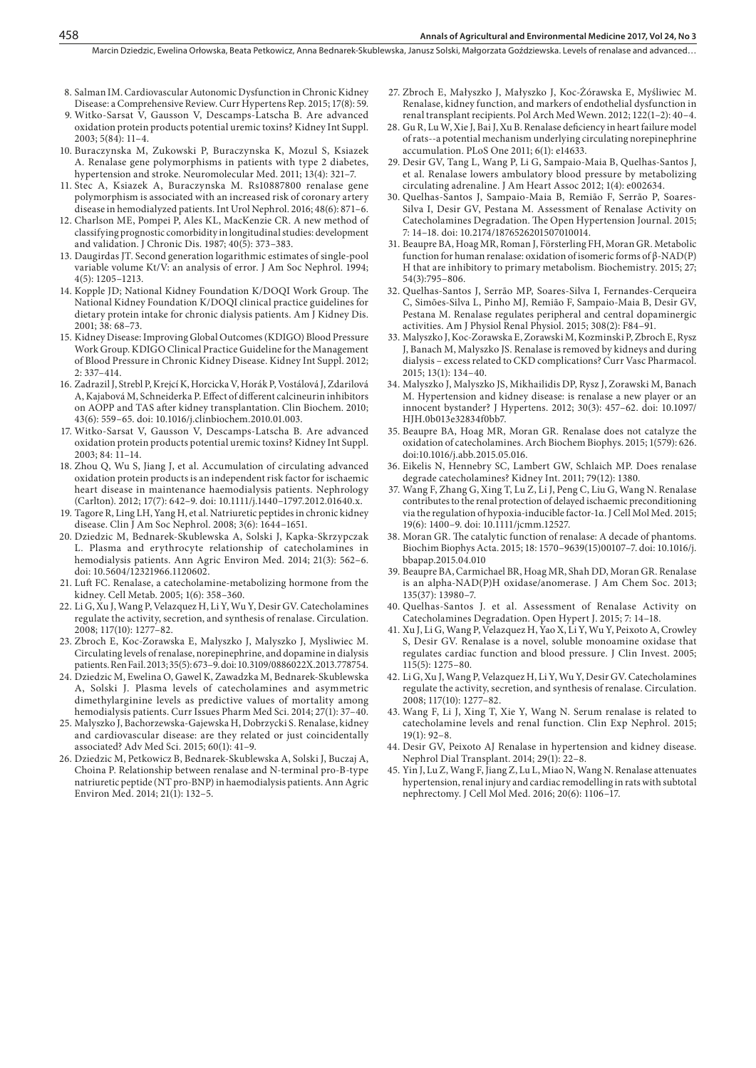8. Salman IM. Cardiovascular Autonomic Dysfunction in Chronic Kidney Disease: a Comprehensive Review. Curr Hypertens Rep. 2015; 17(8): 59.
9. Witko-Sarsat V, Gausson V, Descamps-Latscha B. Are advanced oxidation protein products potential uremic toxins? Kidney Int Suppl. 2003; 5(84): 11–4.
10. Buraczynska M, Zukowski P, Buraczynska K, Mozul S, Ksiazek A. Renalase gene polymorphisms in patients with type 2 diabetes, hypertension and stroke. Neuromolecular Med. 2011; 13(4): 321–7.
11. Stec A, Ksiazek A, Buraczynska M. Rs10887800 renalase gene polymorphism is associated with an increased risk of coronary artery disease in hemodialyzed patients. Int Urol Nephrol. 2016; 48(6): 871–6.
12. Charlson ME, Pompei P, Ales KL, MacKenzie CR. A new method of classifying prognostic comorbidity in longitudinal studies: development and validation. J Chronic Dis. 1987; 40(5): 373–383.
13. Daugirdas JT. Second generation logarithmic estimates of single-pool variable volume Kt/V: an analysis of error. J Am Soc Nephrol. 1994; 4(5): 1205–1213.
14. Kopple JD; National Kidney Foundation K/DOQI Work Group. The National Kidney Foundation K/DOQI clinical practice guidelines for dietary protein intake for chronic dialysis patients. Am J Kidney Dis. 2001; 38: 68–73.
15. Kidney Disease: Improving Global Outcomes (KDIGO) Blood Pressure Work Group. KDIGO Clinical Practice Guideline for the Management of Blood Pressure in Chronic Kidney Disease. Kidney Int Suppl. 2012; 2: 337–414.
16. Zadrazil J, Strebl P, Krejcí K, Horcicka V, Horák P, Vostálová J, Zdarilová A, Kajabová M, Schneiderka P. Effect of different calcineurin inhibitors on AOPP and TAS after kidney transplantation. Clin Biochem. 2010; 43(6): 559–65. doi: 10.1016/j.clinbiochem.2010.01.003.
17. Witko-Sarsat V, Gausson V, Descamps-Latscha B. Are advanced oxidation protein products potential uremic toxins? Kidney Int Suppl. 2003; 84: 11–14.
18. Zhou Q, Wu S, Jiang J, et al. Accumulation of circulating advanced oxidation protein products is an independent risk factor for ischaemic heart disease in maintenance haemodialysis patients. Nephrology (Carlton). 2012; 17(7): 642–9. doi: 10.1111/j.1440–1797.2012.01640.x.
19. Tagore R, Ling LH, Yang H, et al. Natriuretic peptides in chronic kidney disease. Clin J Am Soc Nephrol. 2008; 3(6): 1644–1651.
20. Dziedzic M, Bednarek-Skublewska A, Solski J, Kapka-Skrzypczak L. Plasma and erythrocyte relationship of catecholamines in hemodialysis patients. Ann Agric Environ Med. 2014; 21(3): 562–6. doi: 10.5604/12321966.1120602.
21. Luft FC. Renalase, a catecholamine-metabolizing hormone from the kidney. Cell Metab. 2005; 1(6): 358–360.
22. Li G, Xu J, Wang P, Velazquez H, Li Y, Wu Y, Desir GV. Catecholamines regulate the activity, secretion, and synthesis of renalase. Circulation. 2008; 117(10): 1277–82.
23. Zbroch E, Koc-Zorawska E, Malyszko J, Malyszko J, Mysliwiec M. Circulating levels of renalase, norepinephrine, and dopamine in dialysis patients. Ren Fail. 2013; 35(5): 673–9. doi: 10.3109/0886022X.2013.778754.
24. Dziedzic M, Ewelina O, Gawel K, Zawadzka M, Bednarek-Skublewska A, Solski J. Plasma levels of catecholamines and asymmetric dimethylarginine levels as predictive values of mortality among hemodialysis patients. Curr Issues Pharm Med Sci. 2014; 27(1): 37–40.
25. Malyszko J, Bachorzewska-Gajewska H, Dobrzycki S. Renalase, kidney and cardiovascular disease: are they related or just coincidentally associated? Adv Med Sci. 2015; 60(1): 41–9.
26. Dziedzic M, Petkowicz B, Bednarek-Skublewska A, Solski J, Buczaj A, Choina P. Relationship between renalase and N-terminal pro-B-type natriuretic peptide (NT pro-BNP) in haemodialysis patients. Ann Agric Environ Med. 2014; 21(1): 132–5.
27. Zbroch E, Małyszko J, Małyszko J, Koc-Żórawska E, Myśliwiec M. Renalase, kidney function, and markers of endothelial dysfunction in renal transplant recipients. Pol Arch Med Wewn. 2012; 122(1–2): 40–4.
28. Gu R, Lu W, Xie J, Bai J, Xu B. Renalase deficiency in heart failure model of rats--a potential mechanism underlying circulating norepinephrine accumulation. PLoS One 2011; 6(1): e14633.
29. Desir GV, Tang L, Wang P, Li G, Sampaio-Maia B, Quelhas-Santos J, et al. Renalase lowers ambulatory blood pressure by metabolizing circulating adrenaline. J Am Heart Assoc 2012; 1(4): e002634.
30. Quelhas-Santos J, Sampaio-Maia B, Remião F, Serrão P, Soares-Silva I, Desir GV, Pestana M. Assessment of Renalase Activity on Catecholamines Degradation. The Open Hypertension Journal. 2015; 7: 14–18. doi: 10.2174/1876526201507010014.
31. Beaupre BA, Hoag MR, Roman J, Försterling FH, Moran GR. Metabolic function for human renalase: oxidation of isomeric forms of β-NAD(P) H that are inhibitory to primary metabolism. Biochemistry. 2015; 27; 54(3):795–806.
32. Quelhas-Santos J, Serrão MP, Soares-Silva I, Fernandes-Cerqueira C, Simões-Silva L, Pinho MJ, Remião F, Sampaio-Maia B, Desir GV, Pestana M. Renalase regulates peripheral and central dopaminergic activities. Am J Physiol Renal Physiol. 2015; 308(2): F84–91.
33. Malyszko J, Koc-Zorawska E, Zorawski M, Kozminski P, Zbroch E, Rysz J, Banach M, Malyszko JS. Renalase is removed by kidneys and during dialysis – excess related to CKD complications? Curr Vasc Pharmacol. 2015; 13(1): 134–40.
34. Malyszko J, Malyszko JS, Mikhailidis DP, Rysz J, Zorawski M, Banach M. Hypertension and kidney disease: is renalase a new player or an innocent bystander? J Hypertens. 2012; 30(3): 457–62. doi: 10.1097/HJH.0b013e32834f0bb7.
35. Beaupre BA, Hoag MR, Moran GR. Renalase does not catalyze the oxidation of catecholamines. Arch Biochem Biophys. 2015; 1(579): 626. doi:10.1016/j.abb.2015.05.016.
36. Eikelis N, Hennebry SC, Lambert GW, Schlaich MP. Does renalase degrade catecholamines? Kidney Int. 2011; 79(12): 1380.
37. Wang F, Zhang G, Xing T, Lu Z, Li J, Peng C, Liu G, Wang N. Renalase contributes to the renal protection of delayed ischaemic preconditioning via the regulation of hypoxia-inducible factor-1α. J Cell Mol Med. 2015; 19(6): 1400–9. doi: 10.1111/jcmm.12527.
38. Moran GR. The catalytic function of renalase: A decade of phantoms. Biochim Biophys Acta. 2015; 18: 1570–9639(15)00107–7. doi: 10.1016/j.bbapap.2015.04.010
39. Beaupre BA, Carmichael BR, Hoag MR, Shah DD, Moran GR. Renalase is an alpha-NAD(P)H oxidase/anomerase. J Am Chem Soc. 2013; 135(37): 13980–7.
40. Quelhas-Santos J. et al. Assessment of Renalase Activity on Catecholamines Degradation. Open Hypert J. 2015; 7: 14–18.
41. Xu J, Li G, Wang P, Velazquez H, Yao X, Li Y, Wu Y, Peixoto A, Crowley S, Desir GV. Renalase is a novel, soluble monoamine oxidase that regulates cardiac function and blood pressure. J Clin Invest. 2005; 115(5): 1275–80.
42. Li G, Xu J, Wang P, Velazquez H, Li Y, Wu Y, Desir GV. Catecholamines regulate the activity, secretion, and synthesis of renalase. Circulation. 2008; 117(10): 1277–82.
43. Wang F, Li J, Xing T, Xie Y, Wang N. Serum renalase is related to catecholamine levels and renal function. Clin Exp Nephrol. 2015; 19(1): 92–8.
44. Desir GV, Peixoto AJ Renalase in hypertension and kidney disease. Nephrol Dial Transplant. 2014; 29(1): 22–8.
45. Yin J, Lu Z, Wang F, Jiang Z, Lu L, Miao N, Wang N. Renalase attenuates hypertension, renal injury and cardiac remodelling in rats with subtotal nephrectomy. J Cell Mol Med. 2016; 20(6): 1106–17.